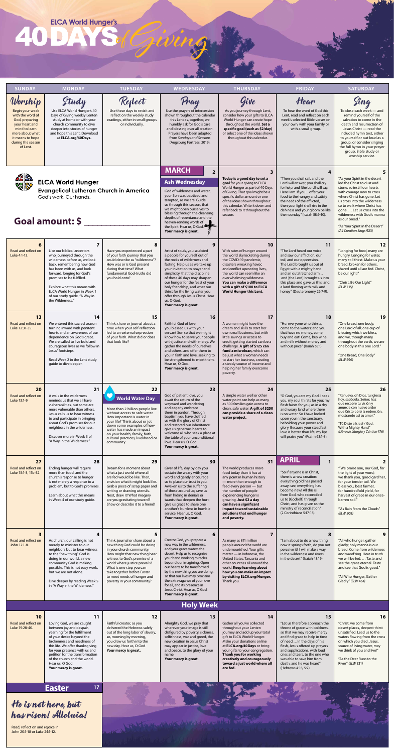# ELCA World Hunger's 40 DAYS of Giving

| SUNDAY | MONDAY | TUESDAY | WEDNESDAY | THURSDAY | FRIDAY | SATURDAY |
|---|---|---|---|---|---|---|
| **Worship** Begin your week with the word of God, preparing your heart and mind to learn more about what it means to hope during the season of Lent. | **Study** Use ELCA World Hunger's 40 Days of Giving weekly Lenten study at home or with your church community to dive deeper into stories of hunger and hope this Lent. Download at **ELCA.org/40Days.** | **Reflect** Use these days to revisit and reflect on the weekly study readings, either in small groups or individually. | **Pray** Use the prayers of intercession shown throughout the calendar this Lent as, together, we humbly ask for God's care and blessing over all creation. Prayers have been adapted from *Sundays and Seasons* (Augsburg Fortress, 2019). | **Give** As you journey through Lent, consider how your gifts to ELCA World Hunger can create hope throughout the world. **Set a specific goal (such as $2/day)** or select one of the ideas shown throughout this calendar. | **Hear** To hear the word of God this Lent, read and reflect on each week's selected Bible verses on your own, with your family or with a small group. | **Sing** To close each week — and remind yourself of the salvation to come in the death and resurrection of Jesus Christ — read the included hymn text, either to yourself or out loud as a group, or consider singing the full hymn in your prayer group, Bible study or worship service. |
| **ELCA World Hunger** Evangelical Lutheran Church in America God's work. Our hands. **Goal amount: $ ________** | | | **MARCH 2** **Ash Wednesday** God of wilderness and water, your Son was baptized and tempted, as we are. Guide us through this season, that we might open ourselves to blessing through the cleansing depths of repentance and the heaven-rending words of the Spirit. Hear us, O God. **Your mercy is great.** | **3** **Today is a good day to set a goal** for your giving to ELCA World Hunger as part of 40 Days of Giving. That goal might be a specific dollar amount or one of the ideas shown throughout this calendar. Write it down and refer back to it throughout the season. | **4** "Then you shall call, and the Lord will answer; you shall cry for help, and [the Lord] will say, Here I am. If you ... offer your food to the hungry and satisfy the needs of the afflicted, then your light shall rise in the darkness and your gloom be like the noonday" (Isaiah 58:9-10). | **5** "As your Spirit in the desert led the Christ to dust and stone, so instill our hearts with courage now to cross where Christ has gone. Let us cross into the wilderness so to walk where Christ has gone. . . Let us cross into the wilderness with God's manna as our bread." "As Your Spirit in the Desert" *(All Creation Sings 923)* |
| **6** Read and reflect on Luke 4:1-13. | **7** Like our biblical ancestors who journeyed through the wilderness before us, we look back, remembering how God has been with us, and look forward, longing for God's promises to be fulfilled. Explore what this means with ELCA World Hunger in Week 1 of our study guide, "A Way in the Wilderness." | **8** Have you experienced a part of your faith journey that you could describe as "wilderness"? How was or is God present during that time? What fundamental God-truths did you hold onto? | **9** Artist of souls, you sculpted a people for yourself out of the rocks of wilderness and fasting. Help us as we take up your invitation to prayer and simplicity, that the discipline of these 40 days may sharpen our hunger for the feast of your holy friendship, and whet our thirst for the living water you offer through Jesus Christ. Hear us, O God. **Your mercy is great.** | **10** With rates of hunger around the world skyrocketing during the COVID-19 pandemic, disasters wreaking havoc and conflict uprooting lives, the world can seem like an overwhelming wilderness. **You can make a difference with a gift of $100 to ELCA World Hunger this Lent.** | **11** "The Lord heard our voice and saw our affliction, our toil, and our oppression. The Lord brought us out of Egypt with a mighty hand and an outstretched arm ... and [the Lord] brought us into this place and gave us this land, a land flowing with milk and honey" (Deuteronomy 26:7-9). | **12** "Longing for food, many are hungry. Longing for water, many still thirst. Make us your bread, broken for others, shared until all are fed. Christ, be our light!" "Christ, Be Our Light" *(ELW 715)* |
| **13** Read and reflect on Luke 12:31-35. | **14** We entered this sacred season turning inward with penitent hearts and an awareness of our dependence on God's grace. We are called to live bold and courageous lives as we follow in Jesus' footsteps. Read Week 2 in the Lent study guide to dive deeper. | **15** Think, share or journal about a time when your self-reflection led to an external expression of your faith. What did or does that look like? | **16** Faithful God of love, you blessed us with your servant Son so that we might know how to serve your people with justice and with mercy. We gather the needs of ourselves and others, and offer them to you in faith and love, seeking to be strengthened to meet them. Hear us, O God. **Your mercy is great.** | **17** A woman might have the dream and skills to start her own small business, but with little savings or access to credit, getting started can be a challenge. **A gift of $125 can fund a microloan,** which can be just what a woman needs to start her business, creating a steady source of income and helping her family overcome poverty. | **18** "Ho, everyone who thirsts, come to the waters; and you that have no money, come, buy and eat! Come, buy wine and milk without money and without price" (Isaiah 55:1). | **19** "One bread, one body, one Lord of all; one cup of blessing which we bless, and we, though many throughout the earth, we are one body in this one Lord." "One Bread, One Body" *(ELW 496)* |
| **20** Read and reflect on Luke 13:1-9. | **21** A walk in the wilderness reminds us that we all have vulnerabilities, but some are more vulnerable than others. Jesus calls us to bear witness to and participate in bringing about God's promises for our neighbors in the wilderness. Discover more in Week 3 of "A Way in the Wilderness." | **22** **World Water Day** More than 2 billion people live without access to safe water. How important is water in your life? Think about or jot down some examples of how water has made an impact on your health, family, faith, cultural practices, livelihood or community. | **23** God of patient love, you await the return of the wayward and wandering and eagerly embrace them in pardon. Through baptism you have clothed us with the glory of Christ and restored our inheritance: give us generous hearts to welcome all who seek a place at the table of your unconditional love. Hear us, O God. **Your mercy is great.** | **24** A simple water well or other water point can help as many as 500 families gain access to clean, safe water. **A gift of $250 can provide a share of a clean water project.** | **25** "O God, you are my God, I seek you, my soul thirsts for you; my flesh faints for you, as in a dry and weary land where there is no water. So I have looked upon you in the sanctuary, beholding your power and glory. Because your steadfast love is better than life, my lips will praise you" (Psalm 63:1-3). | **26** "Renueva, oh Dios, tu iglesia hoy, sacúdela, Señor, haz que recobre tu visión y anuncie con nuevo ardor que Cristo obró la redención, mostrando así su amor." "Tú Diste a Israel / God, With a Mighty Hand" *(Libro de Liturgia y Cántico 476)* |
| **27** Read and reflect on Luke 15:1-3, 11b-32. | **28** Ending hunger will require more than food, and the church's response to hunger is not merely a response to a problem, but to God's promises. Learn about what this means in Week 4 of our study guide. | **29** Dream for a moment about what a just world where all are fed would be like. Then, envision what it might look like. Grab a piece of scrap paper and writing or drawing utensils. Next, draw it! What imagery are you gravitating toward? Show or describe it to a friend! | **30** Giver of life, day by day you sustain the weary with your word and gently encourage us to place our trust in you. Awaken us to the suffering of those around us; save us from hiding in denials or taunts that deepen the hurt; give us grace to share one another's burdens in humble service. Hear us, O God. **Your mercy is great.** | **31** The world produces more food today than it has at any point in human history — more than enough to feed every person — but the number of people experiencing hunger is growing. **Just $2 a day can have a significant impact toward sustainable solutions that end hunger and poverty.** | **APRIL 1** "So if anyone is in Christ, there is a new creation: everything old has passed away; see, everything has become new! All this is from God, who reconciled us to [Godself] through Christ, and has given us the ministry of reconciliation" (2 Corinthians 5:17-18). | **2** "'We praise you, our God, for the light of your word; we thank you, good gard'ner, for your tender toil. We bless you, best farmer, for hundredfold yield, for harvest of grace in our once-barren soil." "As Rain From The Clouds" *(ELW 508)* |
| **3** Read and reflect on John 12:1-8. | **4** As church, our calling is not merely to minister to our neighbors but to bear witness to the "new thing" God is doing in our world, a new community God is making possible. This is not easy work, but we are not alone. Dive deeper by reading Week 5 in "A Way in the Wilderness." | **5** Think, journal or share about a new thing God could be doing in your church community. How might that new thing bear witness to God's promise of a world where justice prevails? What is one step you can take together before Easter to meet needs of hunger and poverty in your community? | **6** Creator God, you prepare a new way in the wilderness, and your grace waters the desert. Help us to recognize your hand working miracles beyond our imagining. Open our hearts to be transformed by the new thing you are doing, so that our lives may proclaim the extravagance of your love for all, and its presence in Jesus Christ. Hear us, O God. **Your mercy is great.** | **7** As many as 811 million people around the world are undernourished. Your gifts matter — in Indonesia, the United States, Tanzania and other countries all around the world. **Keep learning about how you can make an impact by visiting ELCA.org/Hunger.** Thank you. | **8** "I am about to do a new thing; now it springs forth, do you not perceive it? I will make a way in the wilderness and rivers in the desert" (Isaiah 43:19). | **9** "All who hunger, gather gladly; holy manna is our bread. Come from wilderness and wand'ring. Here in truth we will be fed. . . Taste and see the grace eternal. Taste and see that God is good." "All Who Hunger, Gather Gladly" *(ELW 461)* |
| **Holy Week** | | | | | | |
| **10** Read and reflect on Luke 19:28-40. | **11** Loving God, we are caught between joy and despair, yearning for the fulfillment of your desire beyond the brokenness and neediness of this life. We offer thanksgiving for your presence with us and petition for the transformation of the church and the world. Hear us, O God. **Your mercy is great.** | **12** Faithful creator, as you delivered the Hebrews safely out of the long labor of slavery, so, morning by morning, you draw us forth into the new day. Hear us, O God. **Your mercy is great.** | **13** Almighty God, we pray that wherever your image is still disfigured by poverty, sickness, selfishness, war and greed, the new creation in Jesus Christ may appear in justice, love and peace, to the glory of your name. **Your mercy is great.** | **14** Gather all you've collected throughout your Lenten journey and add up your total gift to ELCA World Hunger. Make your donations online at **ELCA.org/40Days** or bring your gifts to your congregation. **Thank you for working creatively and courageously toward a just world where all are fed.** | **15** "Let us therefore approach the throne of grace with boldness, so that we may receive mercy and find grace to help in time of need. ... In the days of his flesh, Jesus offered up prayers and supplications, with loud cries and tears, to the one who was able to save him from death, and he was heard" (Hebrews 4:16, 5:7). | **16** "Christ, we come from desert places, deepest thirst unsatisfied. Lead us to the waters flowing from the cross on which you died. Jesus, source of living water, may we drink of you and live!" "As the Deer Runs to the River" *(ELW 331)* |

**Easter 17**

*He is not here, but has risen! Alleluia!*

Read, reflect on and rejoice in John 20:1-18 or Luke 24:1-12.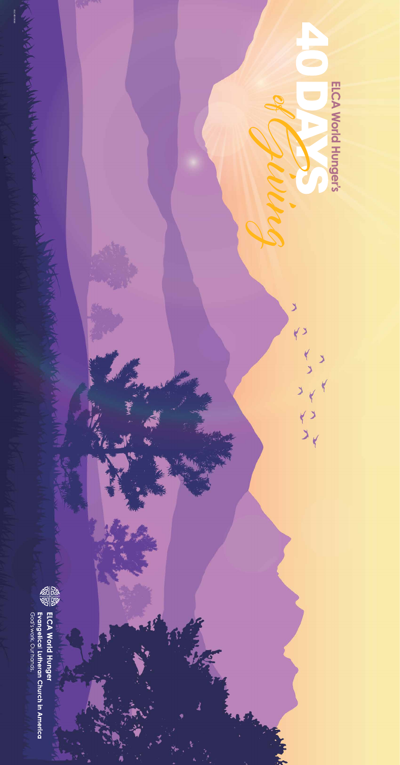ELCA World Hunger's

# 40 DAYS *of Giving*

**ELCA World Hunger**
**Evangelical Lutheran Church in America**
God's work. Our hands.